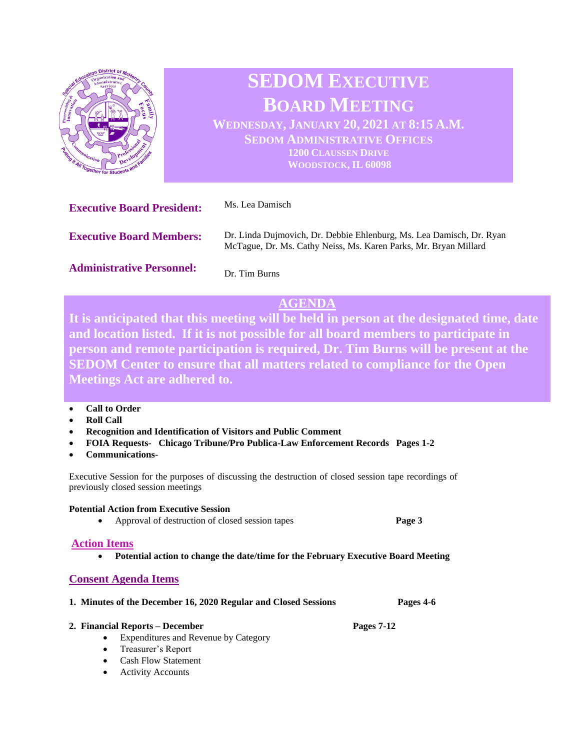# SEDOM EXECUTIVE BOARD MEETING

**WEDNESDAY, JANUARY 20, 2021 AT 8:15 A.M.**
**SEDOM ADMINISTRATIVE OFFICES**
**1200 CLAUSSEN DRIVE**
**WOODSTOCK, IL 60098**

**Executive Board President:** Ms. Lea Damisch

**Executive Board Members:** Dr. Linda Dujmovich, Dr. Debbie Ehlenburg, Ms. Lea Damisch, Dr. Ryan McTague, Dr. Ms. Cathy Neiss, Ms. Karen Parks, Mr. Bryan Millard

**Administrative Personnel:** Dr. Tim Burns

## AGENDA

**It is anticipated that this meeting will be held in person at the designated time, date and location listed. If it is not possible for all board members to participate in person and remote participation is required, Dr. Tim Burns will be present at the SEDOM Center to ensure that all matters related to compliance for the Open Meetings Act are adhered to.**

- **Call to Order**
- **Roll Call**
- **Recognition and Identification of Visitors and Public Comment**
- **FOIA Requests- Chicago Tribune/Pro Publica-Law Enforcement Records Pages 1-2**
- **Communications-**

Executive Session for the purposes of discussing the destruction of closed session tape recordings of previously closed session meetings

**Potential Action from Executive Session**

- Approval of destruction of closed session tapes **Page 3**

## Action Items

- **Potential action to change the date/time for the February Executive Board Meeting**

## Consent Agenda Items

1. **Minutes of the December 16, 2020 Regular and Closed Sessions Pages 4-6**

2. **Financial Reports – December Pages 7-12**
   - Expenditures and Revenue by Category
   - Treasurer's Report
   - Cash Flow Statement
   - Activity Accounts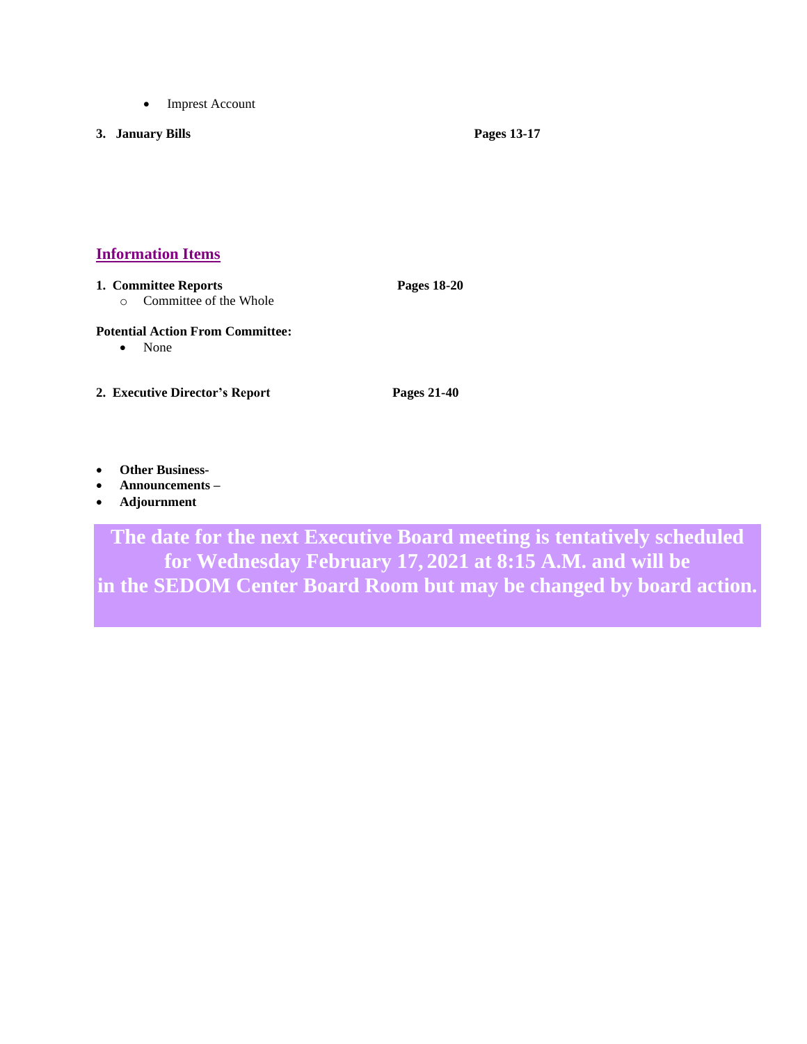- Imprest Account

**3. January Bills** **Pages 13-17**

## Information Items

**1. Committee Reports** **Pages 18-20**
- Committee of the Whole

**Potential Action From Committee:**
- None

**2. Executive Director's Report** **Pages 21-40**

- **Other Business-**
- **Announcements –**
- **Adjournment**

**The date for the next Executive Board meeting is tentatively scheduled for Wednesday February 17, 2021 at 8:15 A.M. and will be in the SEDOM Center Board Room but may be changed by board action.**